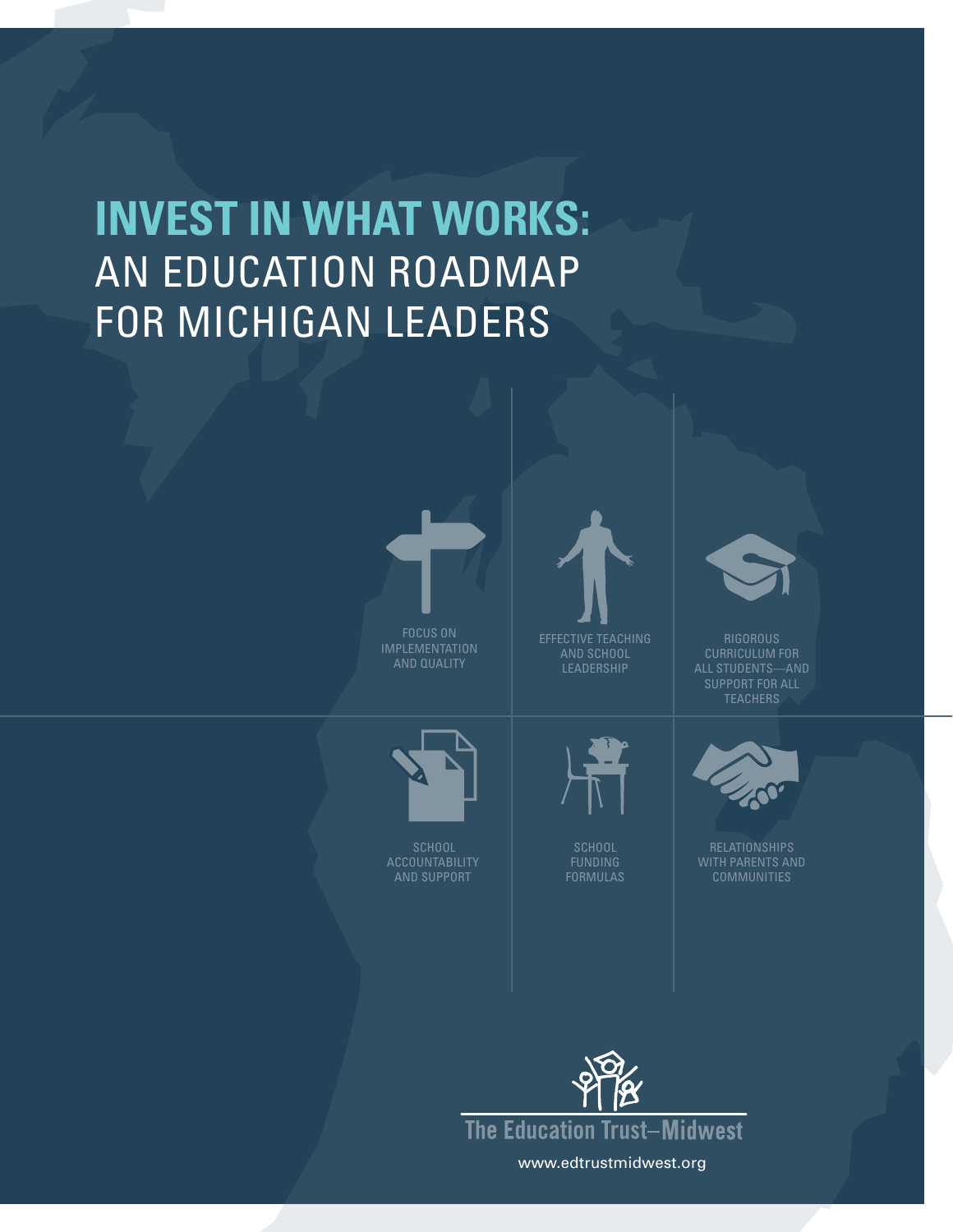# INVEST IN WHAT WORKS: AN EDUCATION ROADMAP FOR MICHIGAN LEADERS

FOCUS ON IMPLEMENTATION AND QUALITY

EFFECTIVE TEACHING AND SCHOOL LEADERSHIP

RIGOROUS CURRICULUM FOR ALL STUDENTS—AND SUPPORT FOR ALL TEACHERS

SCHOOL ACCOUNTABILITY AND SUPPORT

SCHOOL FUNDING FORMULAS

RELATIONSHIPS WITH PARENTS AND COMMUNITIES

The Education Trust–Midwest

www.edtrustmidwest.org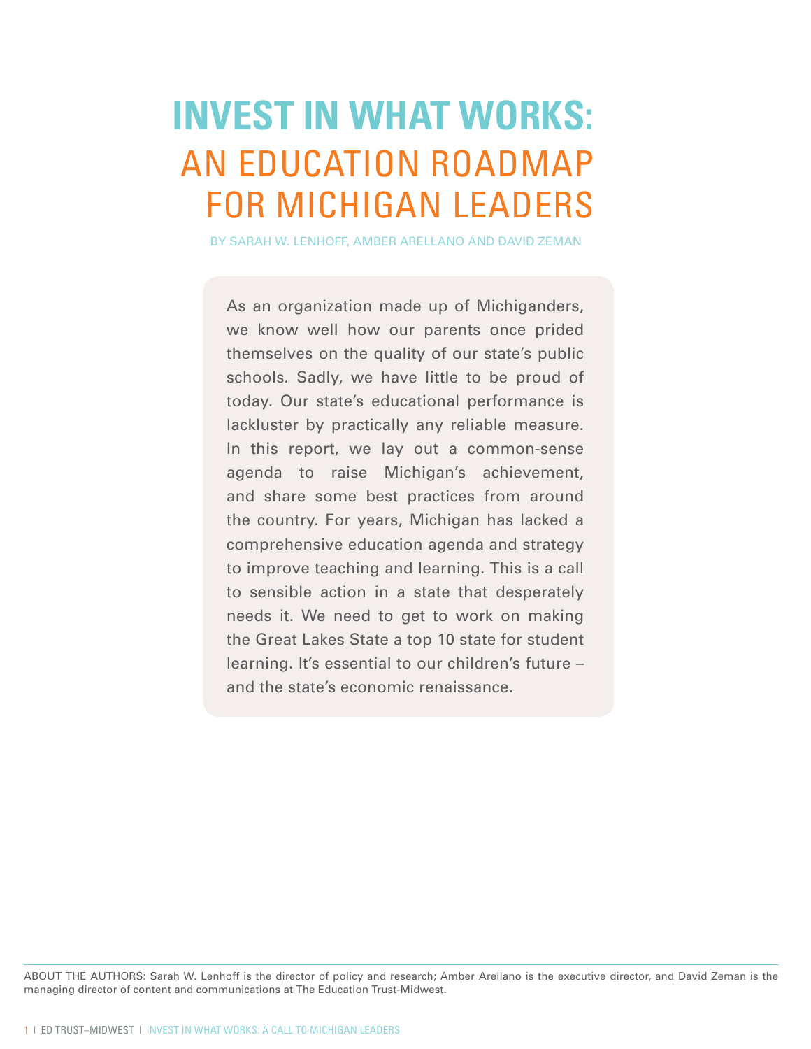# INVEST IN WHAT WORKS:

## AN EDUCATION ROADMAP FOR MICHIGAN LEADERS

BY SARAH W. LENHOFF, AMBER ARELLANO AND DAVID ZEMAN

As an organization made up of Michiganders, we know well how our parents once prided themselves on the quality of our state's public schools. Sadly, we have little to be proud of today. Our state's educational performance is lackluster by practically any reliable measure. In this report, we lay out a common-sense agenda to raise Michigan's achievement, and share some best practices from around the country. For years, Michigan has lacked a comprehensive education agenda and strategy to improve teaching and learning. This is a call to sensible action in a state that desperately needs it. We need to get to work on making the Great Lakes State a top 10 state for student learning. It's essential to our children's future – and the state's economic renaissance.

ABOUT THE AUTHORS: Sarah W. Lenhoff is the director of policy and research; Amber Arellano is the executive director, and David Zeman is the managing director of content and communications at The Education Trust-Midwest.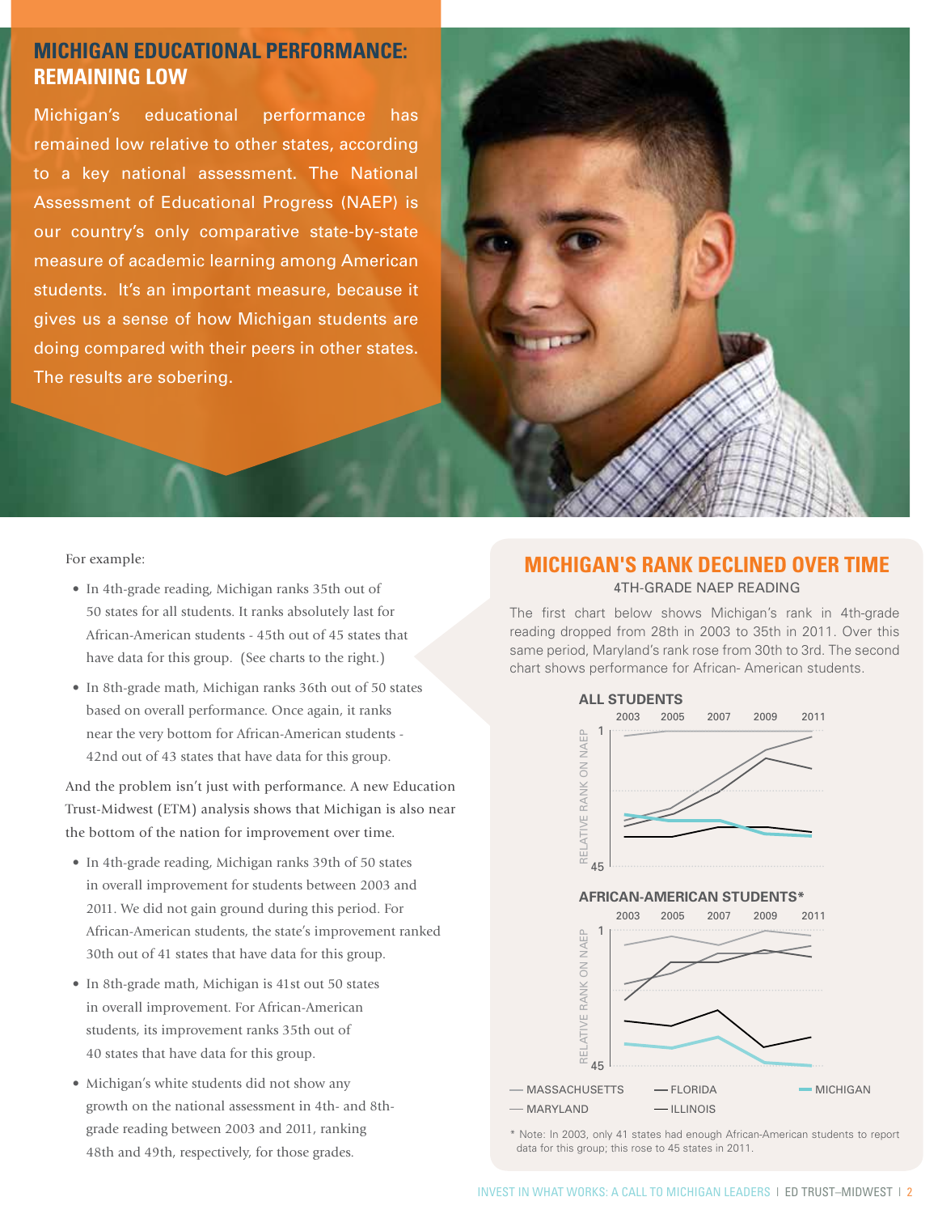## MICHIGAN EDUCATIONAL PERFORMANCE: REMAINING LOW

Michigan's educational performance has remained low relative to other states, according to a key national assessment. The National Assessment of Educational Progress (NAEP) is our country's only comparative state-by-state measure of academic learning among American students. It's an important measure, because it gives us a sense of how Michigan students are doing compared with their peers in other states. The results are sobering.

For example:

- In 4th-grade reading, Michigan ranks 35th out of 50 states for all students. It ranks absolutely last for African-American students - 45th out of 45 states that have data for this group. (See charts to the right.)
- In 8th-grade math, Michigan ranks 36th out of 50 states based on overall performance. Once again, it ranks near the very bottom for African-American students - 42nd out of 43 states that have data for this group.

And the problem isn't just with performance. A new Education Trust-Midwest (ETM) analysis shows that Michigan is also near the bottom of the nation for improvement over time.

- In 4th-grade reading, Michigan ranks 39th of 50 states in overall improvement for students between 2003 and 2011. We did not gain ground during this period. For African-American students, the state's improvement ranked 30th out of 41 states that have data for this group.
- In 8th-grade math, Michigan is 41st out 50 states in overall improvement. For African-American students, its improvement ranks 35th out of 40 states that have data for this group.
- Michigan's white students did not show any growth on the national assessment in 4th- and 8th-grade reading between 2003 and 2011, ranking 48th and 49th, respectively, for those grades.

## MICHIGAN'S RANK DECLINED OVER TIME

4TH-GRADE NAEP READING

The first chart below shows Michigan's rank in 4th-grade reading dropped from 28th in 2003 to 35th in 2011. Over this same period, Maryland's rank rose from 30th to 3rd. The second chart shows performance for African- American students.

**ALL STUDENTS**

**AFRICAN-AMERICAN STUDENTS***

Charts: RELATIVE RANK ON NAEP (1–45), 2003, 2005, 2007, 2009, 2011. Legend: MASSACHUSETTS, MARYLAND, FLORIDA, ILLINOIS, MICHIGAN

\* Note: In 2003, only 41 states had enough African-American students to report data for this group; this rose to 45 states in 2011.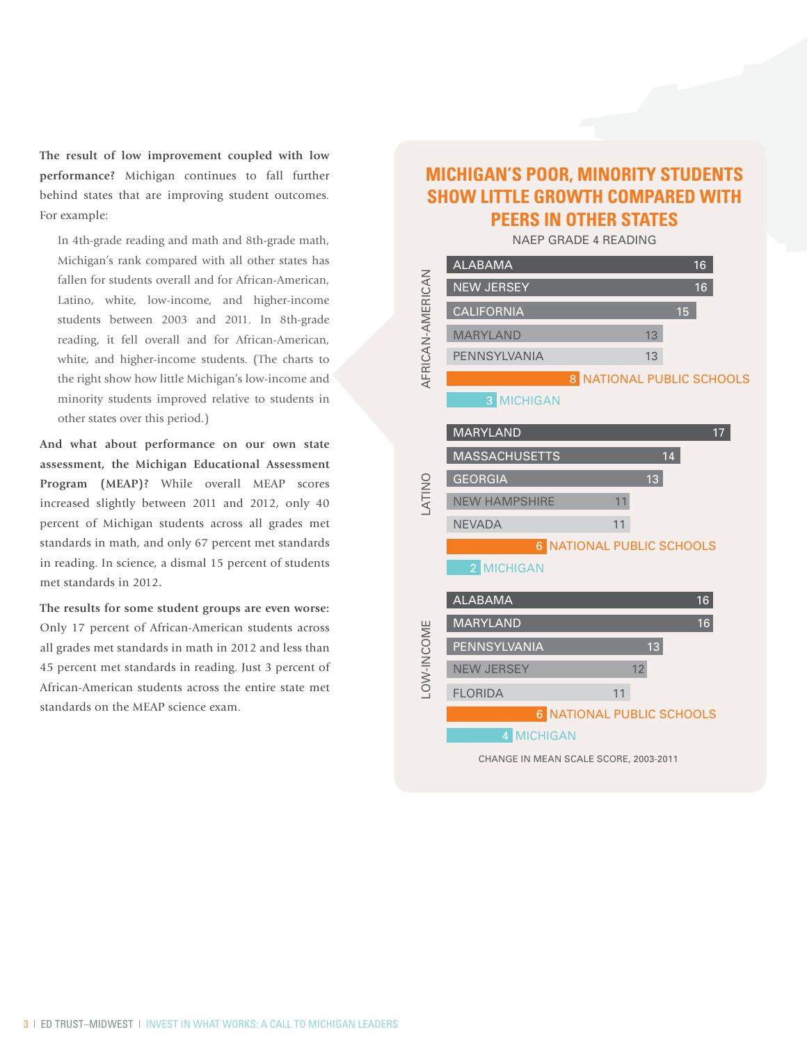**The result of low improvement coupled with low performance?** Michigan continues to fall further behind states that are improving student outcomes. For example:

> In 4th-grade reading and math and 8th-grade math, Michigan's rank compared with all other states has fallen for students overall and for African-American, Latino, white, low-income, and higher-income students between 2003 and 2011. In 8th-grade reading, it fell overall and for African-American, white, and higher-income students. (The charts to the right show how little Michigan's low-income and minority students improved relative to students in other states over this period.)

**And what about performance on our own state assessment, the Michigan Educational Assessment Program (MEAP)?** While overall MEAP scores increased slightly between 2011 and 2012, only 40 percent of Michigan students across all grades met standards in math, and only 67 percent met standards in reading. In science, a dismal 15 percent of students met standards in 2012.

**The results for some student groups are even worse:** Only 17 percent of African-American students across all grades met standards in math in 2012 and less than 45 percent met standards in reading. Just 3 percent of African-American students across the entire state met standards on the MEAP science exam.

## MICHIGAN'S POOR, MINORITY STUDENTS SHOW LITTLE GROWTH COMPARED WITH PEERS IN OTHER STATES

NAEP GRADE 4 READING

| Group | State | Change |
|---|---|---|
| AFRICAN-AMERICAN | ALABAMA | 16 |
| | NEW JERSEY | 16 |
| | CALIFORNIA | 15 |
| | MARYLAND | 13 |
| | PENNSYLVANIA | 13 |
| | NATIONAL PUBLIC SCHOOLS | 8 |
| | MICHIGAN | 3 |
| LATINO | MARYLAND | 17 |
| | MASSACHUSETTS | 14 |
| | GEORGIA | 13 |
| | NEW HAMPSHIRE | 11 |
| | NEVADA | 11 |
| | NATIONAL PUBLIC SCHOOLS | 6 |
| | MICHIGAN | 2 |
| LOW-INCOME | ALABAMA | 16 |
| | MARYLAND | 16 |
| | PENNSYLVANIA | 13 |
| | NEW JERSEY | 12 |
| | FLORIDA | 11 |
| | NATIONAL PUBLIC SCHOOLS | 6 |
| | MICHIGAN | 4 |

CHANGE IN MEAN SCALE SCORE, 2003-2011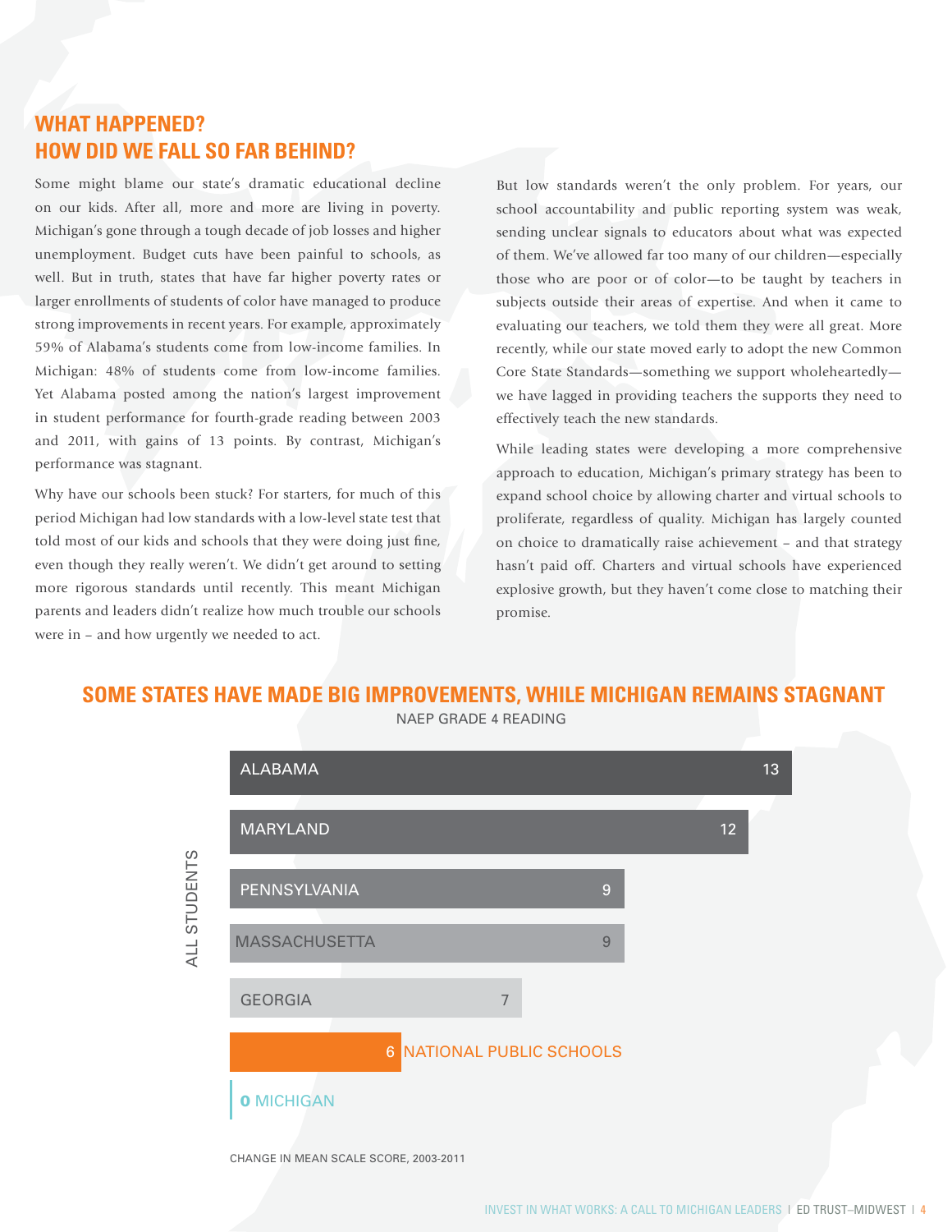## WHAT HAPPENED?
## HOW DID WE FALL SO FAR BEHIND?

Some might blame our state's dramatic educational decline on our kids. After all, more and more are living in poverty. Michigan's gone through a tough decade of job losses and higher unemployment. Budget cuts have been painful to schools, as well. But in truth, states that have far higher poverty rates or larger enrollments of students of color have managed to produce strong improvements in recent years. For example, approximately 59% of Alabama's students come from low-income families. In Michigan: 48% of students come from low-income families. Yet Alabama posted among the nation's largest improvement in student performance for fourth-grade reading between 2003 and 2011, with gains of 13 points. By contrast, Michigan's performance was stagnant.

Why have our schools been stuck? For starters, for much of this period Michigan had low standards with a low-level state test that told most of our kids and schools that they were doing just fine, even though they really weren't. We didn't get around to setting more rigorous standards until recently. This meant Michigan parents and leaders didn't realize how much trouble our schools were in – and how urgently we needed to act.

But low standards weren't the only problem. For years, our school accountability and public reporting system was weak, sending unclear signals to educators about what was expected of them. We've allowed far too many of our children—especially those who are poor or of color—to be taught by teachers in subjects outside their areas of expertise. And when it came to evaluating our teachers, we told them they were all great. More recently, while our state moved early to adopt the new Common Core State Standards—something we support wholeheartedly—we have lagged in providing teachers the supports they need to effectively teach the new standards.

While leading states were developing a more comprehensive approach to education, Michigan's primary strategy has been to expand school choice by allowing charter and virtual schools to proliferate, regardless of quality. Michigan has largely counted on choice to dramatically raise achievement – and that strategy hasn't paid off. Charters and virtual schools have experienced explosive growth, but they haven't come close to matching their promise.

### SOME STATES HAVE MADE BIG IMPROVEMENTS, WHILE MICHIGAN REMAINS STAGNANT

NAEP GRADE 4 READING

ALL STUDENTS

| State | Change |
|---|---|
| ALABAMA | 13 |
| MARYLAND | 12 |
| PENNSYLVANIA | 9 |
| MASSACHUSETTA | 9 |
| GEORGIA | 7 |
| NATIONAL PUBLIC SCHOOLS | 6 |
| MICHIGAN | 0 |

CHANGE IN MEAN SCALE SCORE, 2003-2011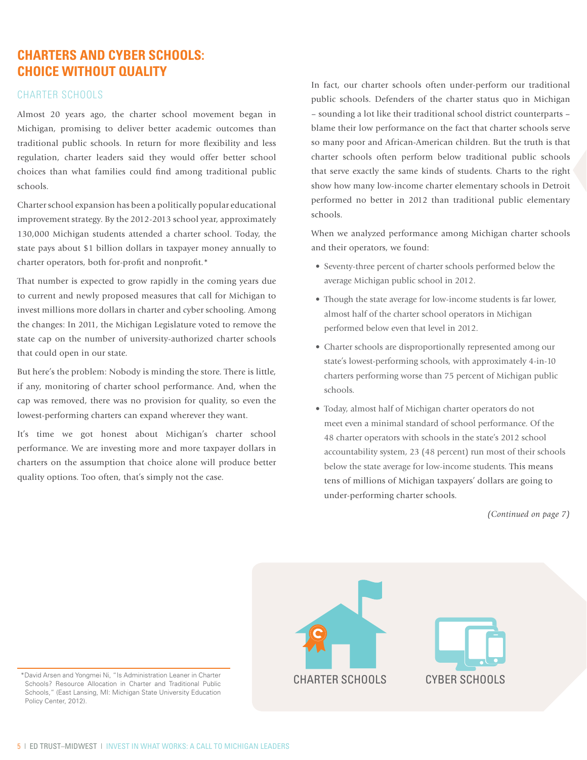# CHARTERS AND CYBER SCHOOLS: CHOICE WITHOUT QUALITY

## CHARTER SCHOOLS

Almost 20 years ago, the charter school movement began in Michigan, promising to deliver better academic outcomes than traditional public schools. In return for more flexibility and less regulation, charter leaders said they would offer better school choices than what families could find among traditional public schools.

Charter school expansion has been a politically popular educational improvement strategy. By the 2012-2013 school year, approximately 130,000 Michigan students attended a charter school. Today, the state pays about $1 billion dollars in taxpayer money annually to charter operators, both for-profit and nonprofit.*

That number is expected to grow rapidly in the coming years due to current and newly proposed measures that call for Michigan to invest millions more dollars in charter and cyber schooling. Among the changes: In 2011, the Michigan Legislature voted to remove the state cap on the number of university-authorized charter schools that could open in our state.

But here's the problem: Nobody is minding the store. There is little, if any, monitoring of charter school performance. And, when the cap was removed, there was no provision for quality, so even the lowest-performing charters can expand wherever they want.

It's time we got honest about Michigan's charter school performance. We are investing more and more taxpayer dollars in charters on the assumption that choice alone will produce better quality options. Too often, that's simply not the case.

In fact, our charter schools often under-perform our traditional public schools. Defenders of the charter status quo in Michigan – sounding a lot like their traditional school district counterparts – blame their low performance on the fact that charter schools serve so many poor and African-American children. But the truth is that charter schools often perform below traditional public schools that serve exactly the same kinds of students. Charts to the right show how many low-income charter elementary schools in Detroit performed no better in 2012 than traditional public elementary schools.

When we analyzed performance among Michigan charter schools and their operators, we found:

- Seventy-three percent of charter schools performed below the average Michigan public school in 2012.
- Though the state average for low-income students is far lower, almost half of the charter school operators in Michigan performed below even that level in 2012.
- Charter schools are disproportionally represented among our state's lowest-performing schools, with approximately 4-in-10 charters performing worse than 75 percent of Michigan public schools.
- Today, almost half of Michigan charter operators do not meet even a minimal standard of school performance. Of the 48 charter operators with schools in the state's 2012 school accountability system, 23 (48 percent) run most of their schools below the state average for low-income students. This means tens of millions of Michigan taxpayers' dollars are going to under-performing charter schools.

*(Continued on page 7)*

CHARTER SCHOOLS

CYBER SCHOOLS

*David Arsen and Yongmei Ni, "Is Administration Leaner in Charter Schools? Resource Allocation in Charter and Traditional Public Schools," (East Lansing, MI: Michigan State University Education Policy Center, 2012).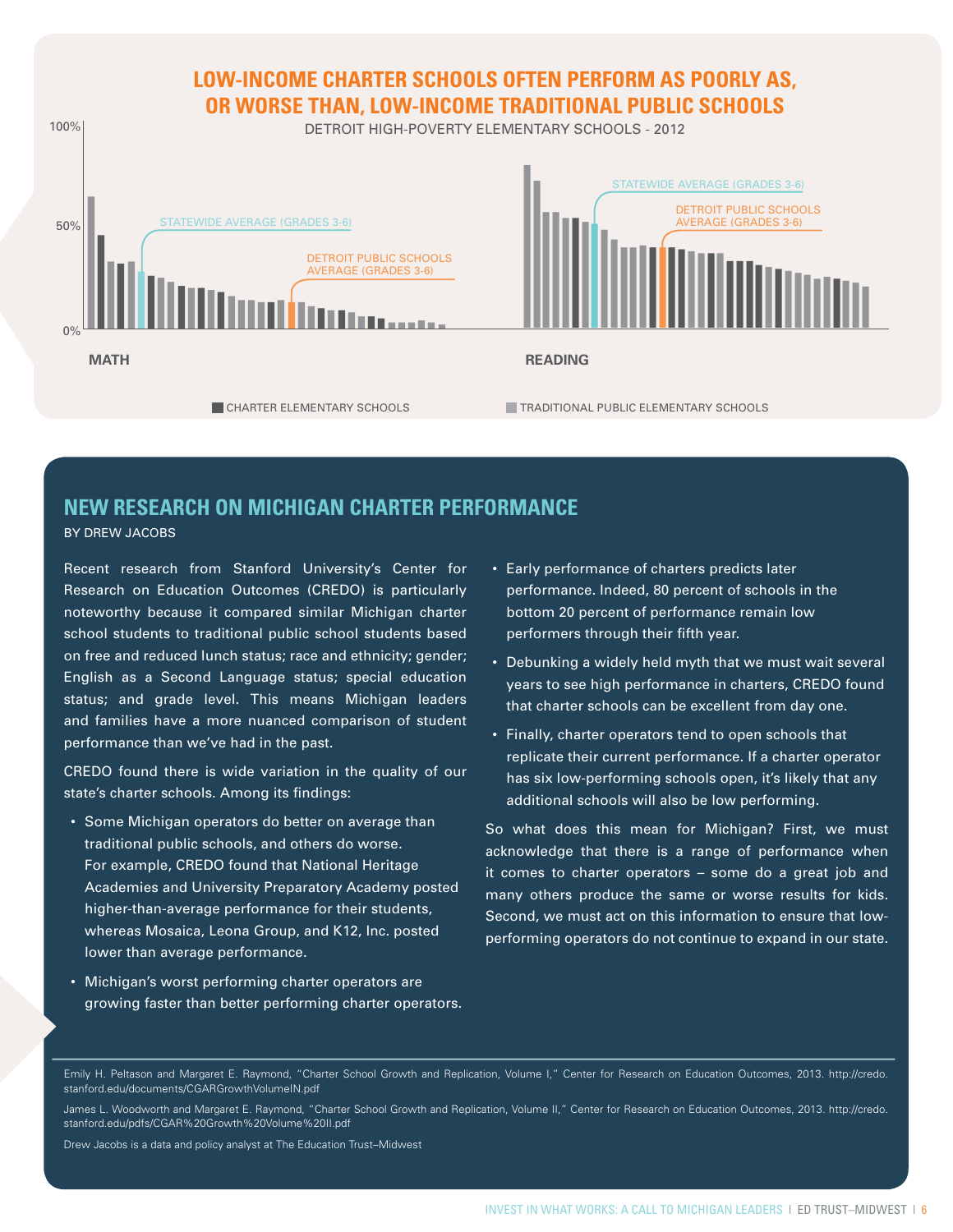## LOW-INCOME CHARTER SCHOOLS OFTEN PERFORM AS POORLY AS, OR WORSE THAN, LOW-INCOME TRADITIONAL PUBLIC SCHOOLS

DETROIT HIGH-POVERTY ELEMENTARY SCHOOLS - 2012

100%

50%

0%

STATEWIDE AVERAGE (GRADES 3-6)

DETROIT PUBLIC SCHOOLS AVERAGE (GRADES 3-6)

MATH

STATEWIDE AVERAGE (GRADES 3-6)

DETROIT PUBLIC SCHOOLS AVERAGE (GRADES 3-6)

READING

CHARTER ELEMENTARY SCHOOLS

TRADITIONAL PUBLIC ELEMENTARY SCHOOLS

## NEW RESEARCH ON MICHIGAN CHARTER PERFORMANCE

BY DREW JACOBS

Recent research from Stanford University's Center for Research on Education Outcomes (CREDO) is particularly noteworthy because it compared similar Michigan charter school students to traditional public school students based on free and reduced lunch status; race and ethnicity; gender; English as a Second Language status; special education status; and grade level. This means Michigan leaders and families have a more nuanced comparison of student performance than we've had in the past.

CREDO found there is wide variation in the quality of our state's charter schools. Among its findings:

- Some Michigan operators do better on average than traditional public schools, and others do worse. For example, CREDO found that National Heritage Academies and University Preparatory Academy posted higher-than-average performance for their students, whereas Mosaica, Leona Group, and K12, Inc. posted lower than average performance.
- Michigan's worst performing charter operators are growing faster than better performing charter operators.
- Early performance of charters predicts later performance. Indeed, 80 percent of schools in the bottom 20 percent of performance remain low performers through their fifth year.
- Debunking a widely held myth that we must wait several years to see high performance in charters, CREDO found that charter schools can be excellent from day one.
- Finally, charter operators tend to open schools that replicate their current performance. If a charter operator has six low-performing schools open, it's likely that any additional schools will also be low performing.

So what does this mean for Michigan? First, we must acknowledge that there is a range of performance when it comes to charter operators – some do a great job and many others produce the same or worse results for kids. Second, we must act on this information to ensure that low-performing operators do not continue to expand in our state.

Emily H. Peltason and Margaret E. Raymond, "Charter School Growth and Replication, Volume I," Center for Research on Education Outcomes, 2013. http://credo.stanford.edu/documents/CGARGrowthVolumeIN.pdf

James L. Woodworth and Margaret E. Raymond, "Charter School Growth and Replication, Volume II," Center for Research on Education Outcomes, 2013. http://credo.stanford.edu/pdfs/CGAR%20Growth%20Volume%20II.pdf

Drew Jacobs is a data and policy analyst at The Education Trust–Midwest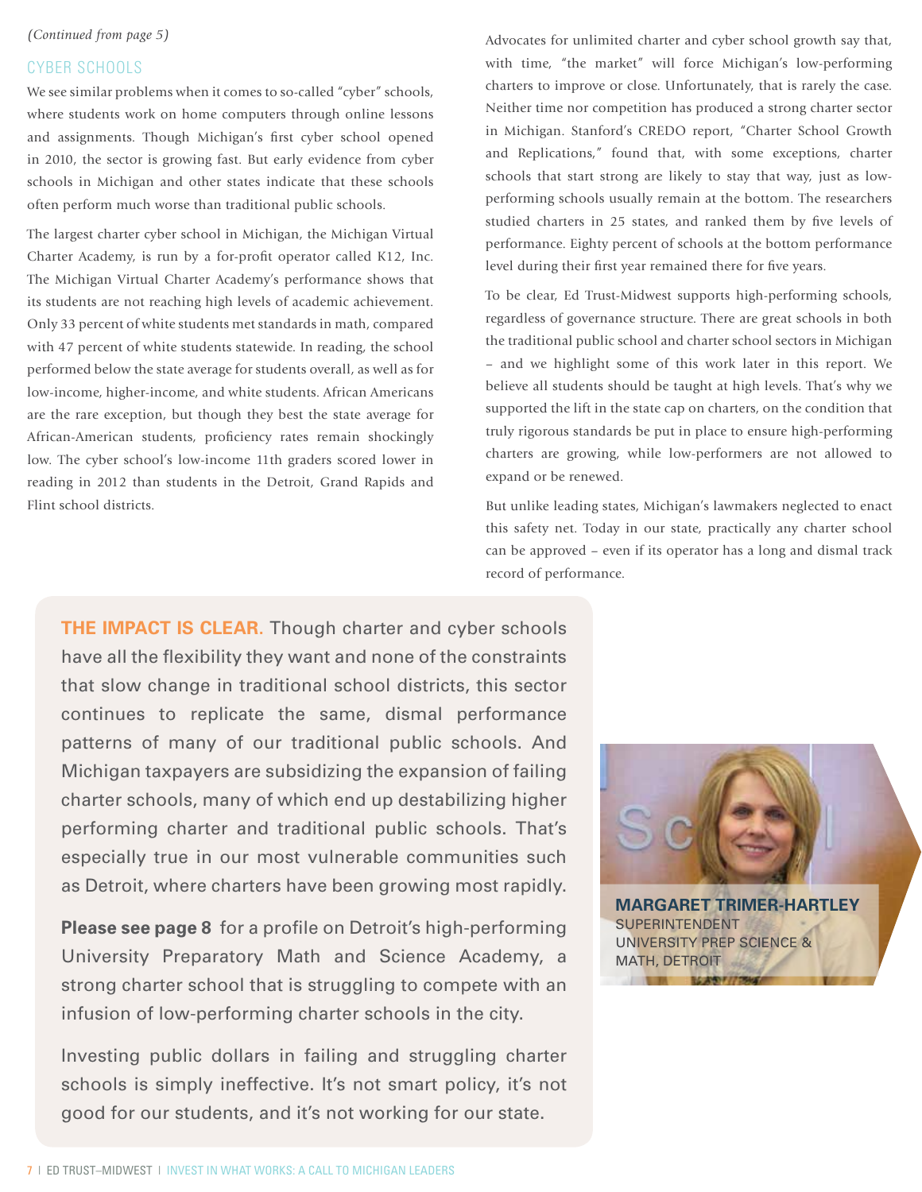*(Continued from page 5)*

## CYBER SCHOOLS

We see similar problems when it comes to so-called "cyber" schools, where students work on home computers through online lessons and assignments. Though Michigan's first cyber school opened in 2010, the sector is growing fast. But early evidence from cyber schools in Michigan and other states indicate that these schools often perform much worse than traditional public schools.

The largest charter cyber school in Michigan, the Michigan Virtual Charter Academy, is run by a for-profit operator called K12, Inc. The Michigan Virtual Charter Academy's performance shows that its students are not reaching high levels of academic achievement. Only 33 percent of white students met standards in math, compared with 47 percent of white students statewide. In reading, the school performed below the state average for students overall, as well as for low-income, higher-income, and white students. African Americans are the rare exception, but though they best the state average for African-American students, proficiency rates remain shockingly low. The cyber school's low-income 11th graders scored lower in reading in 2012 than students in the Detroit, Grand Rapids and Flint school districts.

Advocates for unlimited charter and cyber school growth say that, with time, "the market" will force Michigan's low-performing charters to improve or close. Unfortunately, that is rarely the case. Neither time nor competition has produced a strong charter sector in Michigan. Stanford's CREDO report, "Charter School Growth and Replications," found that, with some exceptions, charter schools that start strong are likely to stay that way, just as low-performing schools usually remain at the bottom. The researchers studied charters in 25 states, and ranked them by five levels of performance. Eighty percent of schools at the bottom performance level during their first year remained there for five years.

To be clear, Ed Trust-Midwest supports high-performing schools, regardless of governance structure. There are great schools in both the traditional public school and charter school sectors in Michigan – and we highlight some of this work later in this report. We believe all students should be taught at high levels. That's why we supported the lift in the state cap on charters, on the condition that truly rigorous standards be put in place to ensure high-performing charters are growing, while low-performers are not allowed to expand or be renewed.

But unlike leading states, Michigan's lawmakers neglected to enact this safety net. Today in our state, practically any charter school can be approved – even if its operator has a long and dismal track record of performance.

**THE IMPACT IS CLEAR.** Though charter and cyber schools have all the flexibility they want and none of the constraints that slow change in traditional school districts, this sector continues to replicate the same, dismal performance patterns of many of our traditional public schools. And Michigan taxpayers are subsidizing the expansion of failing charter schools, many of which end up destabilizing higher performing charter and traditional public schools. That's especially true in our most vulnerable communities such as Detroit, where charters have been growing most rapidly.

**Please see page 8** for a profile on Detroit's high-performing University Preparatory Math and Science Academy, a strong charter school that is struggling to compete with an infusion of low-performing charter schools in the city.

Investing public dollars in failing and struggling charter schools is simply ineffective. It's not smart policy, it's not good for our students, and it's not working for our state.

**MARGARET TRIMER-HARTLEY**
SUPERINTENDENT
UNIVERSITY PREP SCIENCE & MATH, DETROIT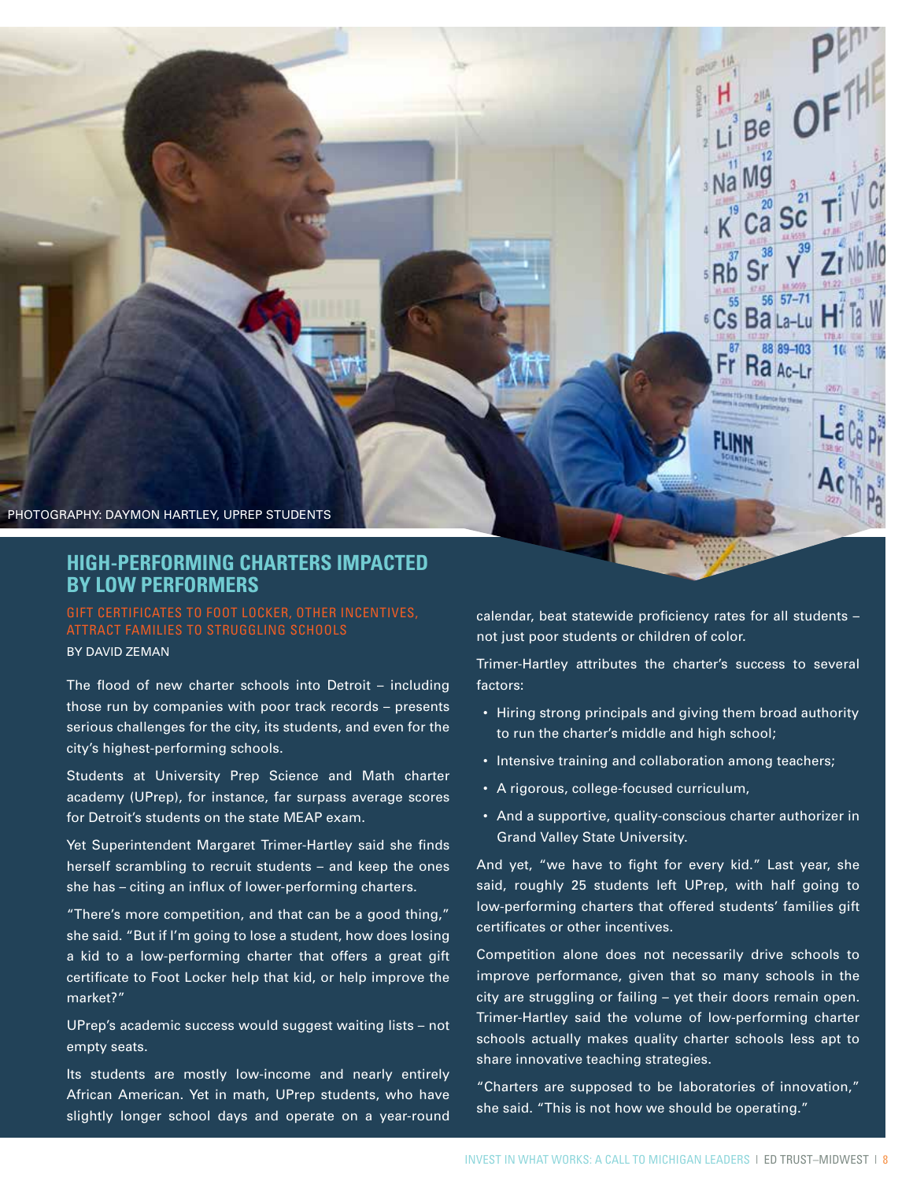PHOTOGRAPHY: DAYMON HARTLEY, UPREP STUDENTS

## HIGH-PERFORMING CHARTERS IMPACTED BY LOW PERFORMERS

### GIFT CERTIFICATES TO FOOT LOCKER, OTHER INCENTIVES, ATTRACT FAMILIES TO STRUGGLING SCHOOLS

BY DAVID ZEMAN

The flood of new charter schools into Detroit – including those run by companies with poor track records – presents serious challenges for the city, its students, and even for the city's highest-performing schools.

Students at University Prep Science and Math charter academy (UPrep), for instance, far surpass average scores for Detroit's students on the state MEAP exam.

Yet Superintendent Margaret Trimer-Hartley said she finds herself scrambling to recruit students – and keep the ones she has – citing an influx of lower-performing charters.

"There's more competition, and that can be a good thing," she said. "But if I'm going to lose a student, how does losing a kid to a low-performing charter that offers a great gift certificate to Foot Locker help that kid, or help improve the market?"

UPrep's academic success would suggest waiting lists – not empty seats.

Its students are mostly low-income and nearly entirely African American. Yet in math, UPrep students, who have slightly longer school days and operate on a year-round calendar, beat statewide proficiency rates for all students – not just poor students or children of color.

Trimer-Hartley attributes the charter's success to several factors:

- Hiring strong principals and giving them broad authority to run the charter's middle and high school;
- Intensive training and collaboration among teachers;
- A rigorous, college-focused curriculum,
- And a supportive, quality-conscious charter authorizer in Grand Valley State University.

And yet, "we have to fight for every kid." Last year, she said, roughly 25 students left UPrep, with half going to low-performing charters that offered students' families gift certificates or other incentives.

Competition alone does not necessarily drive schools to improve performance, given that so many schools in the city are struggling or failing – yet their doors remain open. Trimer-Hartley said the volume of low-performing charter schools actually makes quality charter schools less apt to share innovative teaching strategies.

"Charters are supposed to be laboratories of innovation," she said. "This is not how we should be operating."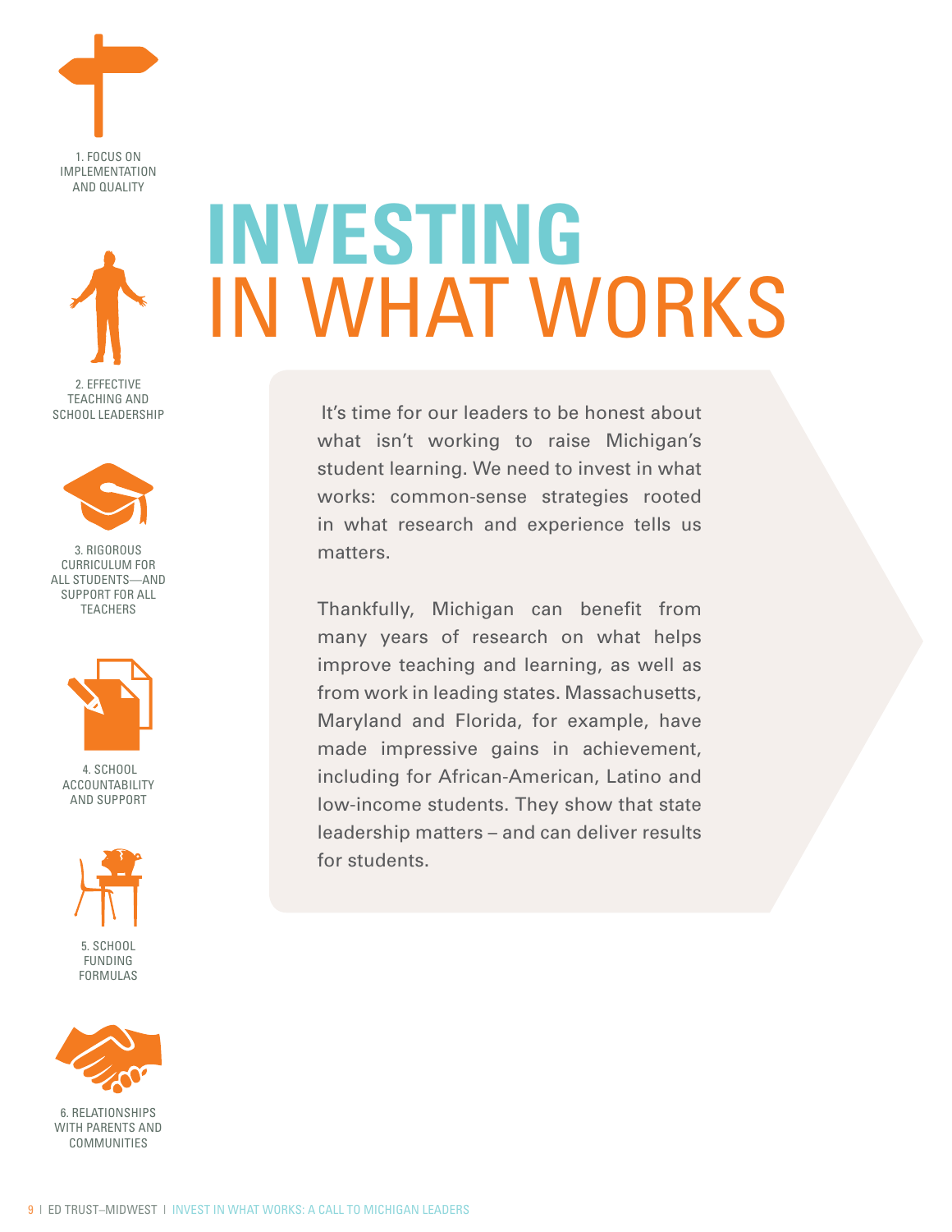1. FOCUS ON IMPLEMENTATION AND QUALITY

2. EFFECTIVE TEACHING AND SCHOOL LEADERSHIP

3. RIGOROUS CURRICULUM FOR ALL STUDENTS—AND SUPPORT FOR ALL TEACHERS

4. SCHOOL ACCOUNTABILITY AND SUPPORT

5. SCHOOL FUNDING FORMULAS

6. RELATIONSHIPS WITH PARENTS AND COMMUNITIES

# INVESTING IN WHAT WORKS

It's time for our leaders to be honest about what isn't working to raise Michigan's student learning. We need to invest in what works: common-sense strategies rooted in what research and experience tells us matters.

Thankfully, Michigan can benefit from many years of research on what helps improve teaching and learning, as well as from work in leading states. Massachusetts, Maryland and Florida, for example, have made impressive gains in achievement, including for African-American, Latino and low-income students. They show that state leadership matters – and can deliver results for students.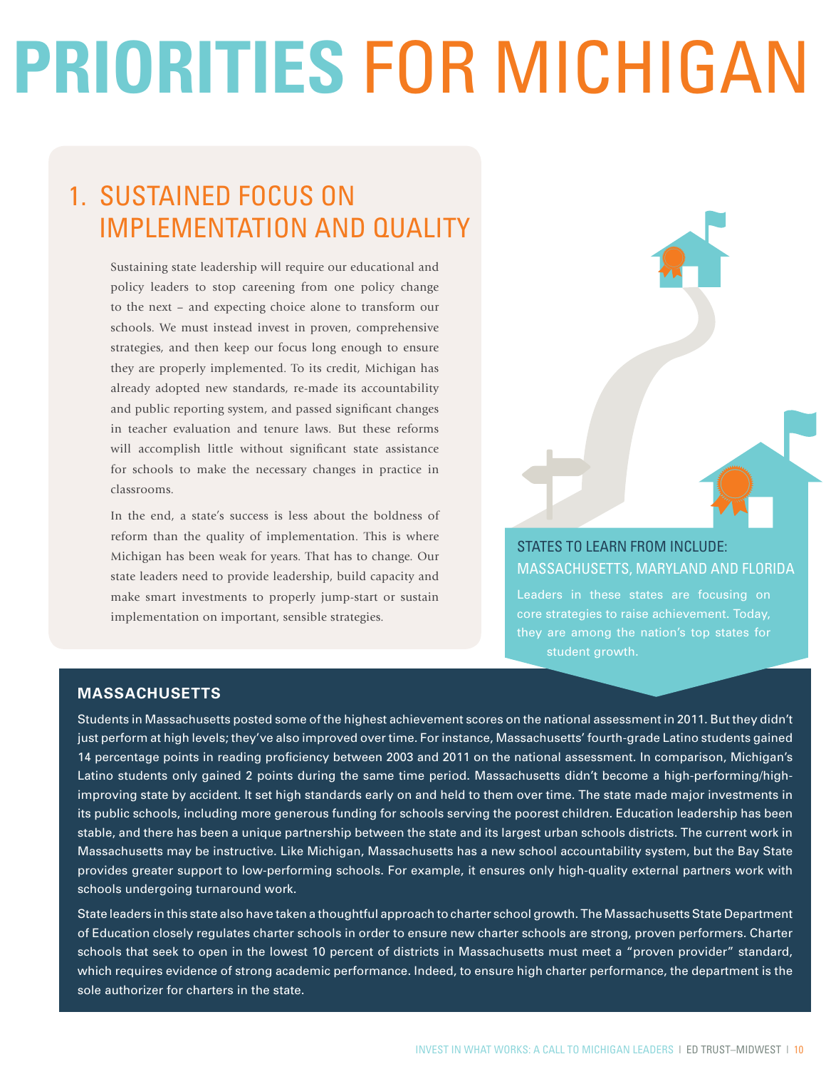# PRIORITIES FOR MICHIGAN

## 1. SUSTAINED FOCUS ON IMPLEMENTATION AND QUALITY

Sustaining state leadership will require our educational and policy leaders to stop careening from one policy change to the next – and expecting choice alone to transform our schools. We must instead invest in proven, comprehensive strategies, and then keep our focus long enough to ensure they are properly implemented. To its credit, Michigan has already adopted new standards, re-made its accountability and public reporting system, and passed significant changes in teacher evaluation and tenure laws. But these reforms will accomplish little without significant state assistance for schools to make the necessary changes in practice in classrooms.

In the end, a state's success is less about the boldness of reform than the quality of implementation. This is where Michigan has been weak for years. That has to change. Our state leaders need to provide leadership, build capacity and make smart investments to properly jump-start or sustain implementation on important, sensible strategies.

### STATES TO LEARN FROM INCLUDE: MASSACHUSETTS, MARYLAND AND FLORIDA

Leaders in these states are focusing on core strategies to raise achievement. Today, they are among the nation's top states for student growth.

### MASSACHUSETTS

Students in Massachusetts posted some of the highest achievement scores on the national assessment in 2011. But they didn't just perform at high levels; they've also improved over time. For instance, Massachusetts' fourth-grade Latino students gained 14 percentage points in reading proficiency between 2003 and 2011 on the national assessment. In comparison, Michigan's Latino students only gained 2 points during the same time period. Massachusetts didn't become a high-performing/high-improving state by accident. It set high standards early on and held to them over time. The state made major investments in its public schools, including more generous funding for schools serving the poorest children. Education leadership has been stable, and there has been a unique partnership between the state and its largest urban schools districts. The current work in Massachusetts may be instructive. Like Michigan, Massachusetts has a new school accountability system, but the Bay State provides greater support to low-performing schools. For example, it ensures only high-quality external partners work with schools undergoing turnaround work.

State leaders in this state also have taken a thoughtful approach to charter school growth. The Massachusetts State Department of Education closely regulates charter schools in order to ensure new charter schools are strong, proven performers. Charter schools that seek to open in the lowest 10 percent of districts in Massachusetts must meet a "proven provider" standard, which requires evidence of strong academic performance. Indeed, to ensure high charter performance, the department is the sole authorizer for charters in the state.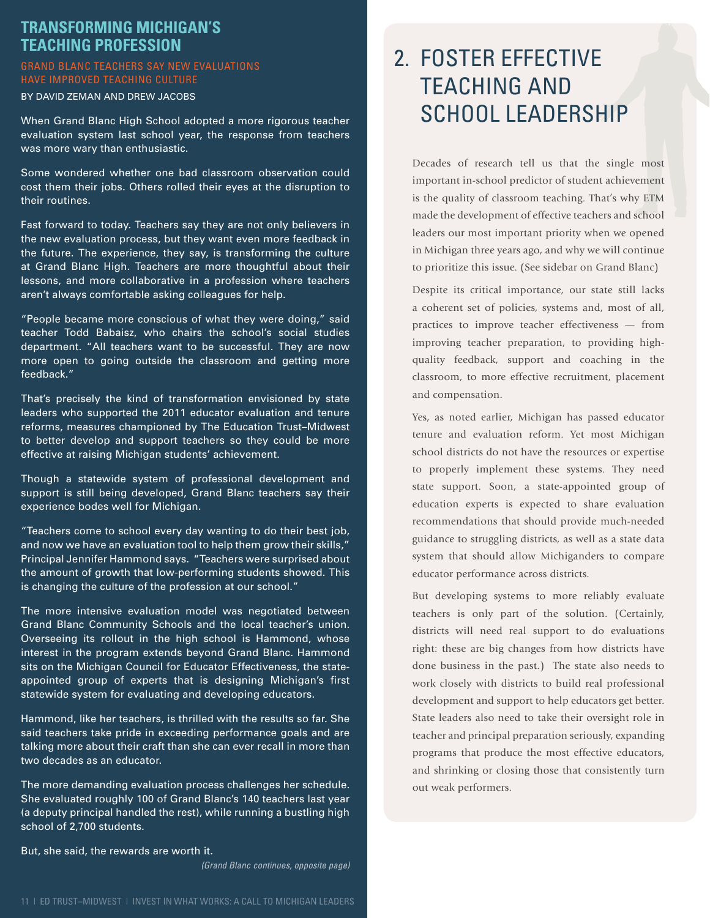## TRANSFORMING MICHIGAN'S TEACHING PROFESSION

### GRAND BLANC TEACHERS SAY NEW EVALUATIONS HAVE IMPROVED TEACHING CULTURE

BY DAVID ZEMAN AND DREW JACOBS

When Grand Blanc High School adopted a more rigorous teacher evaluation system last school year, the response from teachers was more wary than enthusiastic.

Some wondered whether one bad classroom observation could cost them their jobs. Others rolled their eyes at the disruption to their routines.

Fast forward to today. Teachers say they are not only believers in the new evaluation process, but they want even more feedback in the future. The experience, they say, is transforming the culture at Grand Blanc High. Teachers are more thoughtful about their lessons, and more collaborative in a profession where teachers aren't always comfortable asking colleagues for help.

"People became more conscious of what they were doing," said teacher Todd Babaisz, who chairs the school's social studies department. "All teachers want to be successful. They are now more open to going outside the classroom and getting more feedback."

That's precisely the kind of transformation envisioned by state leaders who supported the 2011 educator evaluation and tenure reforms, measures championed by The Education Trust–Midwest to better develop and support teachers so they could be more effective at raising Michigan students' achievement.

Though a statewide system of professional development and support is still being developed, Grand Blanc teachers say their experience bodes well for Michigan.

"Teachers come to school every day wanting to do their best job, and now we have an evaluation tool to help them grow their skills," Principal Jennifer Hammond says. "Teachers were surprised about the amount of growth that low-performing students showed. This is changing the culture of the profession at our school."

The more intensive evaluation model was negotiated between Grand Blanc Community Schools and the local teacher's union. Overseeing its rollout in the high school is Hammond, whose interest in the program extends beyond Grand Blanc. Hammond sits on the Michigan Council for Educator Effectiveness, the state-appointed group of experts that is designing Michigan's first statewide system for evaluating and developing educators.

Hammond, like her teachers, is thrilled with the results so far. She said teachers take pride in exceeding performance goals and are talking more about their craft than she can ever recall in more than two decades as an educator.

The more demanding evaluation process challenges her schedule. She evaluated roughly 100 of Grand Blanc's 140 teachers last year (a deputy principal handled the rest), while running a bustling high school of 2,700 students.

But, she said, the rewards are worth it.

*(Grand Blanc continues, opposite page)*

# 2. FOSTER EFFECTIVE TEACHING AND SCHOOL LEADERSHIP

Decades of research tell us that the single most important in-school predictor of student achievement is the quality of classroom teaching. That's why ETM made the development of effective teachers and school leaders our most important priority when we opened in Michigan three years ago, and why we will continue to prioritize this issue. (See sidebar on Grand Blanc)

Despite its critical importance, our state still lacks a coherent set of policies, systems and, most of all, practices to improve teacher effectiveness — from improving teacher preparation, to providing high-quality feedback, support and coaching in the classroom, to more effective recruitment, placement and compensation.

Yes, as noted earlier, Michigan has passed educator tenure and evaluation reform. Yet most Michigan school districts do not have the resources or expertise to properly implement these systems. They need state support. Soon, a state-appointed group of education experts is expected to share evaluation recommendations that should provide much-needed guidance to struggling districts, as well as a state data system that should allow Michiganders to compare educator performance across districts.

But developing systems to more reliably evaluate teachers is only part of the solution. (Certainly, districts will need real support to do evaluations right: these are big changes from how districts have done business in the past.) The state also needs to work closely with districts to build real professional development and support to help educators get better. State leaders also need to take their oversight role in teacher and principal preparation seriously, expanding programs that produce the most effective educators, and shrinking or closing those that consistently turn out weak performers.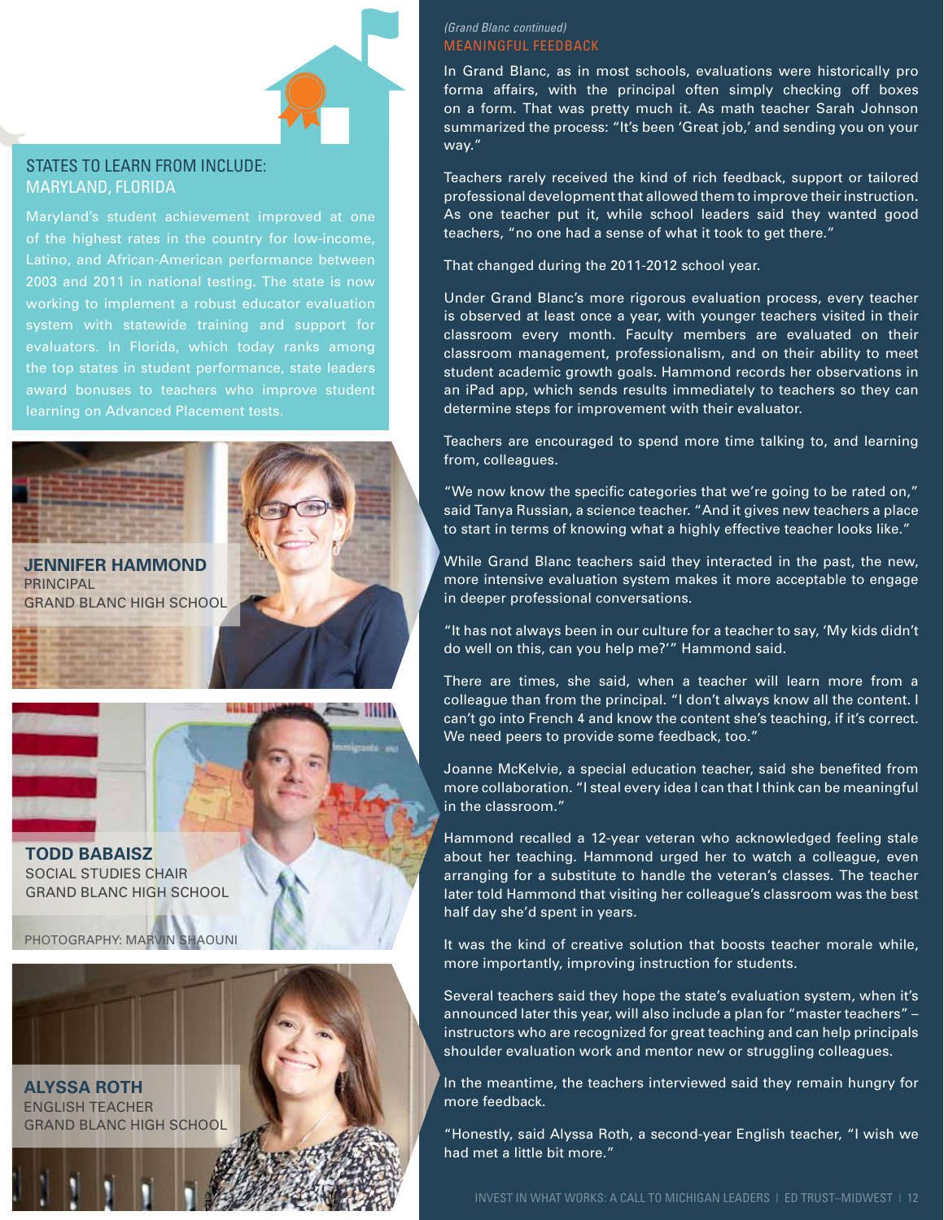## STATES TO LEARN FROM INCLUDE: MARYLAND, FLORIDA

Maryland's student achievement improved at one of the highest rates in the country for low-income, Latino, and African-American performance between 2003 and 2011 in national testing. The state is now working to implement a robust educator evaluation system with statewide training and support for evaluators. In Florida, which today ranks among the top states in student performance, state leaders award bonuses to teachers who improve student learning on Advanced Placement tests.

**JENNIFER HAMMOND**
PRINCIPAL
GRAND BLANC HIGH SCHOOL

**TODD BABAISZ**
SOCIAL STUDIES CHAIR
GRAND BLANC HIGH SCHOOL

PHOTOGRAPHY: MARVIN SHAOUNI

**ALYSSA ROTH**
ENGLISH TEACHER
GRAND BLANC HIGH SCHOOL

*(Grand Blanc continued)*

## MEANINGFUL FEEDBACK

In Grand Blanc, as in most schools, evaluations were historically pro forma affairs, with the principal often simply checking off boxes on a form. That was pretty much it. As math teacher Sarah Johnson summarized the process: "It's been 'Great job,' and sending you on your way."

Teachers rarely received the kind of rich feedback, support or tailored professional development that allowed them to improve their instruction. As one teacher put it, while school leaders said they wanted good teachers, "no one had a sense of what it took to get there."

That changed during the 2011-2012 school year.

Under Grand Blanc's more rigorous evaluation process, every teacher is observed at least once a year, with younger teachers visited in their classroom every month. Faculty members are evaluated on their classroom management, professionalism, and on their ability to meet student academic growth goals. Hammond records her observations in an iPad app, which sends results immediately to teachers so they can determine steps for improvement with their evaluator.

Teachers are encouraged to spend more time talking to, and learning from, colleagues.

"We now know the specific categories that we're going to be rated on," said Tanya Russian, a science teacher. "And it gives new teachers a place to start in terms of knowing what a highly effective teacher looks like."

While Grand Blanc teachers said they interacted in the past, the new, more intensive evaluation system makes it more acceptable to engage in deeper professional conversations.

"It has not always been in our culture for a teacher to say, 'My kids didn't do well on this, can you help me?'" Hammond said.

There are times, she said, when a teacher will learn more from a colleague than from the principal. "I don't always know all the content. I can't go into French 4 and know the content she's teaching, if it's correct. We need peers to provide some feedback, too."

Joanne McKelvie, a special education teacher, said she benefited from more collaboration. "I steal every idea I can that I think can be meaningful in the classroom."

Hammond recalled a 12-year veteran who acknowledged feeling stale about her teaching. Hammond urged her to watch a colleague, even arranging for a substitute to handle the veteran's classes. The teacher later told Hammond that visiting her colleague's classroom was the best half day she'd spent in years.

It was the kind of creative solution that boosts teacher morale while, more importantly, improving instruction for students.

Several teachers said they hope the state's evaluation system, when it's announced later this year, will also include a plan for "master teachers" – instructors who are recognized for great teaching and can help principals shoulder evaluation work and mentor new or struggling colleagues.

In the meantime, the teachers interviewed said they remain hungry for more feedback.

"Honestly, said Alyssa Roth, a second-year English teacher, "I wish we had met a little bit more."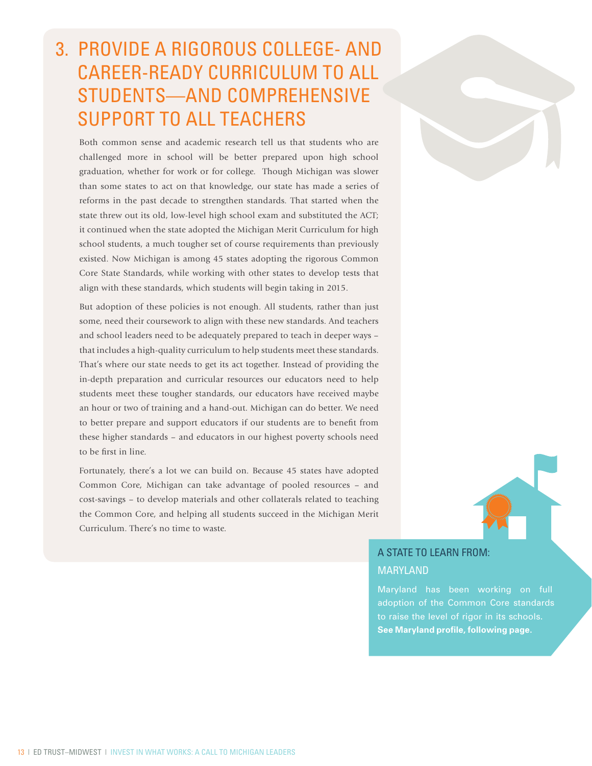## 3. PROVIDE A RIGOROUS COLLEGE- AND CAREER-READY CURRICULUM TO ALL STUDENTS—AND COMPREHENSIVE SUPPORT TO ALL TEACHERS

Both common sense and academic research tell us that students who are challenged more in school will be better prepared upon high school graduation, whether for work or for college. Though Michigan was slower than some states to act on that knowledge, our state has made a series of reforms in the past decade to strengthen standards. That started when the state threw out its old, low-level high school exam and substituted the ACT; it continued when the state adopted the Michigan Merit Curriculum for high school students, a much tougher set of course requirements than previously existed. Now Michigan is among 45 states adopting the rigorous Common Core State Standards, while working with other states to develop tests that align with these standards, which students will begin taking in 2015.

But adoption of these policies is not enough. All students, rather than just some, need their coursework to align with these new standards. And teachers and school leaders need to be adequately prepared to teach in deeper ways – that includes a high-quality curriculum to help students meet these standards. That's where our state needs to get its act together. Instead of providing the in-depth preparation and curricular resources our educators need to help students meet these tougher standards, our educators have received maybe an hour or two of training and a hand-out. Michigan can do better. We need to better prepare and support educators if our students are to benefit from these higher standards – and educators in our highest poverty schools need to be first in line.

Fortunately, there's a lot we can build on. Because 45 states have adopted Common Core, Michigan can take advantage of pooled resources – and cost-savings – to develop materials and other collaterals related to teaching the Common Core, and helping all students succeed in the Michigan Merit Curriculum. There's no time to waste.

### A STATE TO LEARN FROM: MARYLAND

Maryland has been working on full adoption of the Common Core standards to raise the level of rigor in its schools. **See Maryland profile, following page.**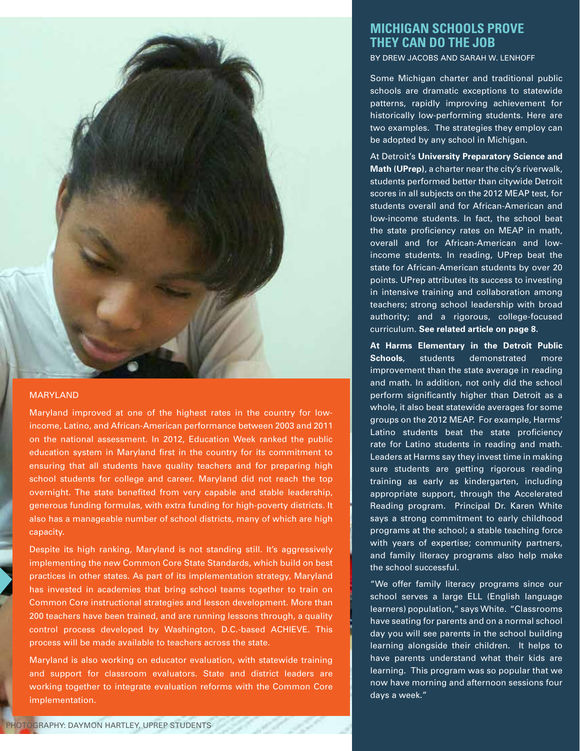## MARYLAND

Maryland improved at one of the highest rates in the country for low-income, Latino, and African-American performance between 2003 and 2011 on the national assessment. In 2012, Education Week ranked the public education system in Maryland first in the country for its commitment to ensuring that all students have quality teachers and for preparing high school students for college and career. Maryland did not reach the top overnight. The state benefited from very capable and stable leadership, generous funding formulas, with extra funding for high-poverty districts. It also has a manageable number of school districts, many of which are high capacity.

Despite its high ranking, Maryland is not standing still. It's aggressively implementing the new Common Core State Standards, which build on best practices in other states. As part of its implementation strategy, Maryland has invested in academies that bring school teams together to train on Common Core instructional strategies and lesson development. More than 200 teachers have been trained, and are running lessons through, a quality control process developed by Washington, D.C.-based ACHIEVE. This process will be made available to teachers across the state.

Maryland is also working on educator evaluation, with statewide training and support for classroom evaluators. State and district leaders are working together to integrate evaluation reforms with the Common Core implementation.

PHOTOGRAPHY: DAYMON HARTLEY, UPREP STUDENTS

## MICHIGAN SCHOOLS PROVE THEY CAN DO THE JOB

BY DREW JACOBS AND SARAH W. LENHOFF

Some Michigan charter and traditional public schools are dramatic exceptions to statewide patterns, rapidly improving achievement for historically low-performing students. Here are two examples. The strategies they employ can be adopted by any school in Michigan.

At Detroit's **University Preparatory Science and Math (UPrep)**, a charter near the city's riverwalk, students performed better than citywide Detroit scores in all subjects on the 2012 MEAP test, for students overall and for African-American and low-income students. In fact, the school beat the state proficiency rates on MEAP in math, overall and for African-American and low-income students. In reading, UPrep beat the state for African-American students by over 20 points. UPrep attributes its success to investing in intensive training and collaboration among teachers; strong school leadership with broad authority; and a rigorous, college-focused curriculum. **See related article on page 8.**

**At Harms Elementary in the Detroit Public Schools**, students demonstrated more improvement than the state average in reading and math. In addition, not only did the school perform significantly higher than Detroit as a whole, it also beat statewide averages for some groups on the 2012 MEAP. For example, Harms' Latino students beat the state proficiency rate for Latino students in reading and math. Leaders at Harms say they invest time in making sure students are getting rigorous reading training as early as kindergarten, including appropriate support, through the Accelerated Reading program. Principal Dr. Karen White says a strong commitment to early childhood programs at the school; a stable teaching force with years of expertise; community partners, and family literacy programs also help make the school successful.

"We offer family literacy programs since our school serves a large ELL (English language learners) population," says White. "Classrooms have seating for parents and on a normal school day you will see parents in the school building learning alongside their children. It helps to have parents understand what their kids are learning. This program was so popular that we now have morning and afternoon sessions four days a week."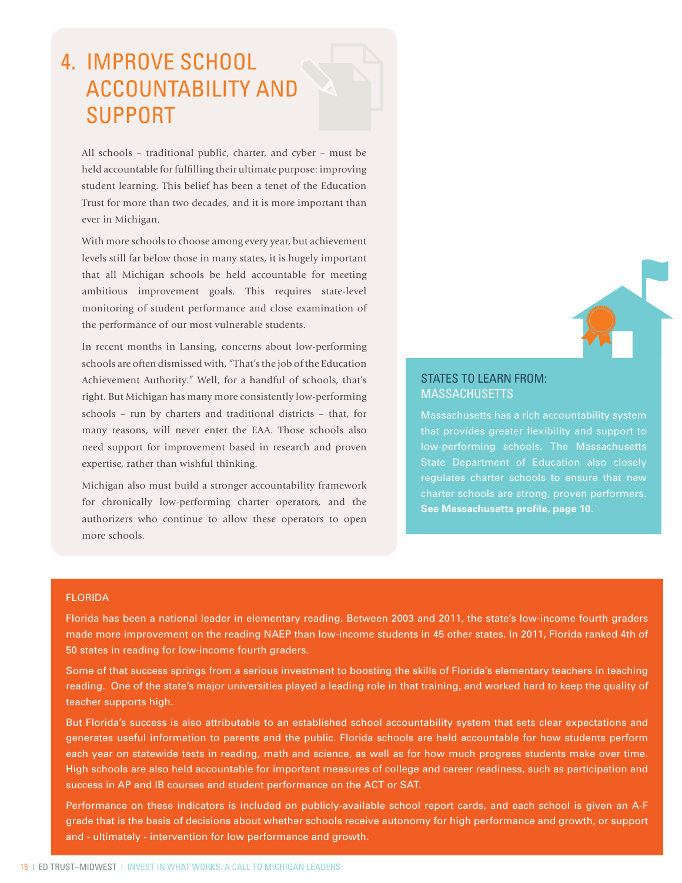# 4. IMPROVE SCHOOL ACCOUNTABILITY AND SUPPORT

All schools – traditional public, charter, and cyber – must be held accountable for fulfilling their ultimate purpose: improving student learning. This belief has been a tenet of the Education Trust for more than two decades, and it is more important than ever in Michigan.

With more schools to choose among every year, but achievement levels still far below those in many states, it is hugely important that all Michigan schools be held accountable for meeting ambitious improvement goals. This requires state-level monitoring of student performance and close examination of the performance of our most vulnerable students.

In recent months in Lansing, concerns about low-performing schools are often dismissed with, "That's the job of the Education Achievement Authority." Well, for a handful of schools, that's right. But Michigan has many more consistently low-performing schools – run by charters and traditional districts – that, for many reasons, will never enter the EAA. Those schools also need support for improvement based in research and proven expertise, rather than wishful thinking.

Michigan also must build a stronger accountability framework for chronically low-performing charter operators, and the authorizers who continue to allow these operators to open more schools.

## STATES TO LEARN FROM: MASSACHUSETTS

Massachusetts has a rich accountability system that provides greater flexibility and support to low-performing schools. The Massachusetts State Department of Education also closely regulates charter schools to ensure that new charter schools are strong, proven performers. **See Massachusetts profile, page 10.**

## FLORIDA

Florida has been a national leader in elementary reading. Between 2003 and 2011, the state's low-income fourth graders made more improvement on the reading NAEP than low-income students in 45 other states. In 2011, Florida ranked 4th of 50 states in reading for low-income fourth graders.

Some of that success springs from a serious investment to boosting the skills of Florida's elementary teachers in teaching reading. One of the state's major universities played a leading role in that training, and worked hard to keep the quality of teacher supports high.

But Florida's success is also attributable to an established school accountability system that sets clear expectations and generates useful information to parents and the public. Florida schools are held accountable for how students perform each year on statewide tests in reading, math and science, as well as for how much progress students make over time. High schools are also held accountable for important measures of college and career readiness, such as participation and success in AP and IB courses and student performance on the ACT or SAT.

Performance on these indicators is included on publicly-available school report cards, and each school is given an A-F grade that is the basis of decisions about whether schools receive autonomy for high performance and growth, or support and - ultimately - intervention for low performance and growth.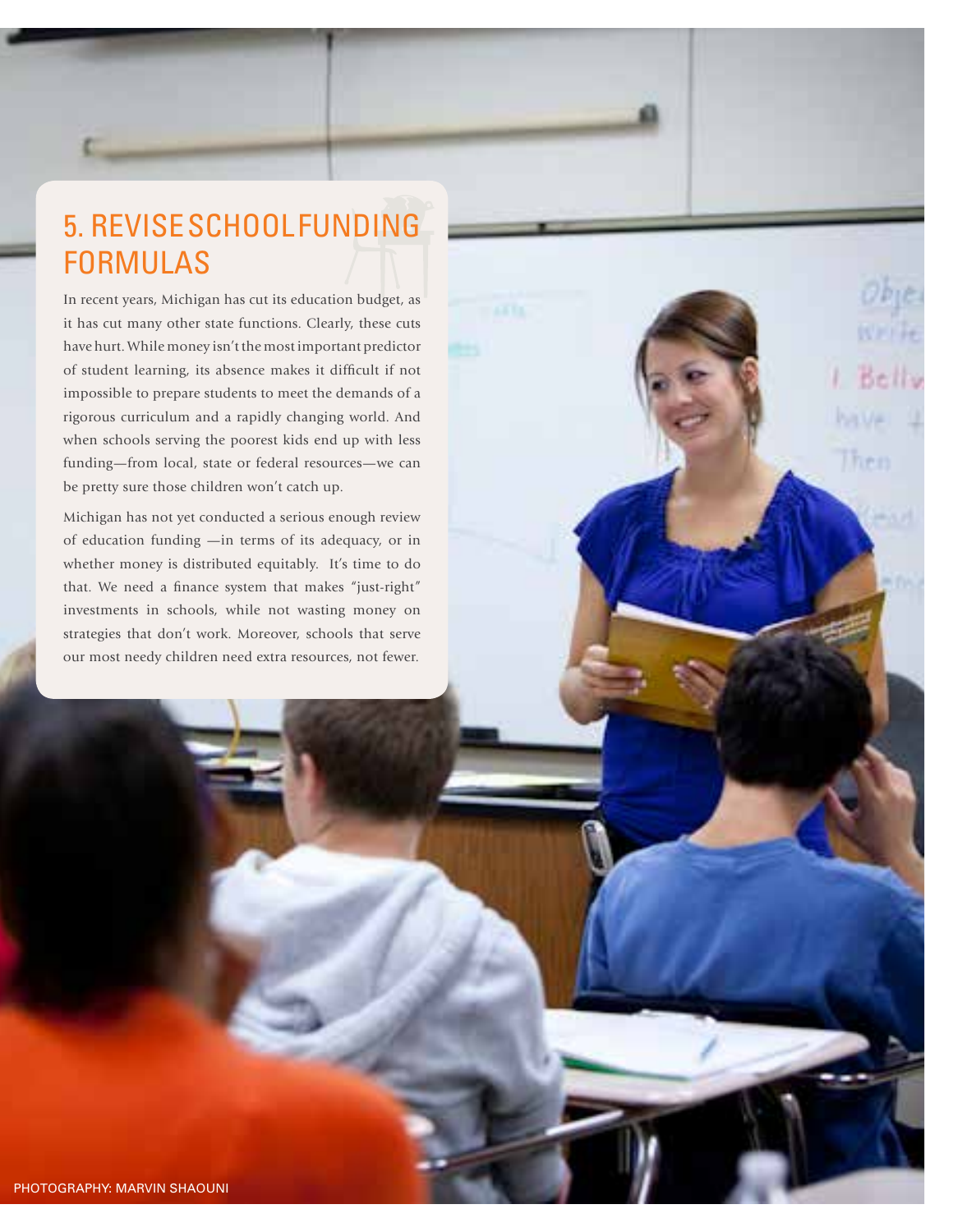## 5. REVISE SCHOOL FUNDING FORMULAS

In recent years, Michigan has cut its education budget, as it has cut many other state functions. Clearly, these cuts have hurt. While money isn't the most important predictor of student learning, its absence makes it difficult if not impossible to prepare students to meet the demands of a rigorous curriculum and a rapidly changing world. And when schools serving the poorest kids end up with less funding—from local, state or federal resources—we can be pretty sure those children won't catch up.

Michigan has not yet conducted a serious enough review of education funding —in terms of its adequacy, or in whether money is distributed equitably. It's time to do that. We need a finance system that makes "just-right" investments in schools, while not wasting money on strategies that don't work. Moreover, schools that serve our most needy children need extra resources, not fewer.

PHOTOGRAPHY: MARVIN SHAOUNI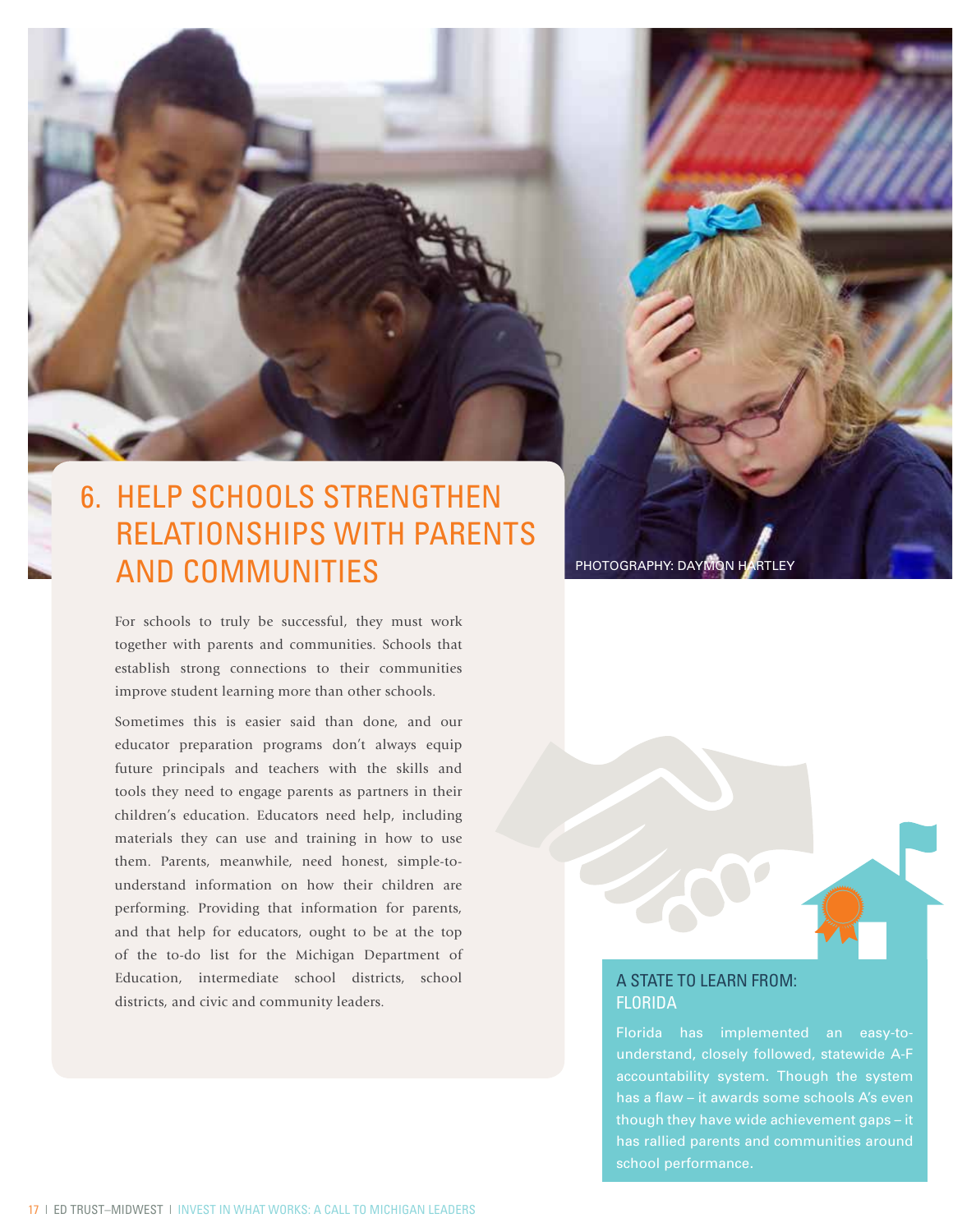PHOTOGRAPHY: DAYMON HARTLEY

## 6. HELP SCHOOLS STRENGTHEN RELATIONSHIPS WITH PARENTS AND COMMUNITIES

For schools to truly be successful, they must work together with parents and communities. Schools that establish strong connections to their communities improve student learning more than other schools.

Sometimes this is easier said than done, and our educator preparation programs don't always equip future principals and teachers with the skills and tools they need to engage parents as partners in their children's education. Educators need help, including materials they can use and training in how to use them. Parents, meanwhile, need honest, simple-to-understand information on how their children are performing. Providing that information for parents, and that help for educators, ought to be at the top of the to-do list for the Michigan Department of Education, intermediate school districts, school districts, and civic and community leaders.

### A STATE TO LEARN FROM: FLORIDA

Florida has implemented an easy-to-understand, closely followed, statewide A-F accountability system. Though the system has a flaw – it awards some schools A's even though they have wide achievement gaps – it has rallied parents and communities around school performance.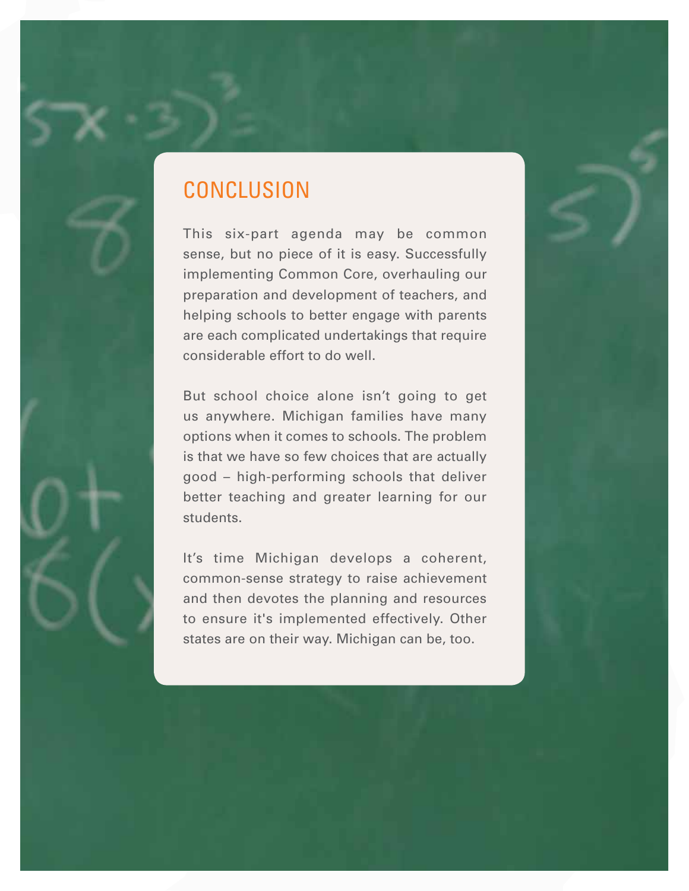## CONCLUSION

This six-part agenda may be common sense, but no piece of it is easy. Successfully implementing Common Core, overhauling our preparation and development of teachers, and helping schools to better engage with parents are each complicated undertakings that require considerable effort to do well.

But school choice alone isn't going to get us anywhere. Michigan families have many options when it comes to schools. The problem is that we have so few choices that are actually good – high-performing schools that deliver better teaching and greater learning for our students.

It's time Michigan develops a coherent, common-sense strategy to raise achievement and then devotes the planning and resources to ensure it's implemented effectively. Other states are on their way. Michigan can be, too.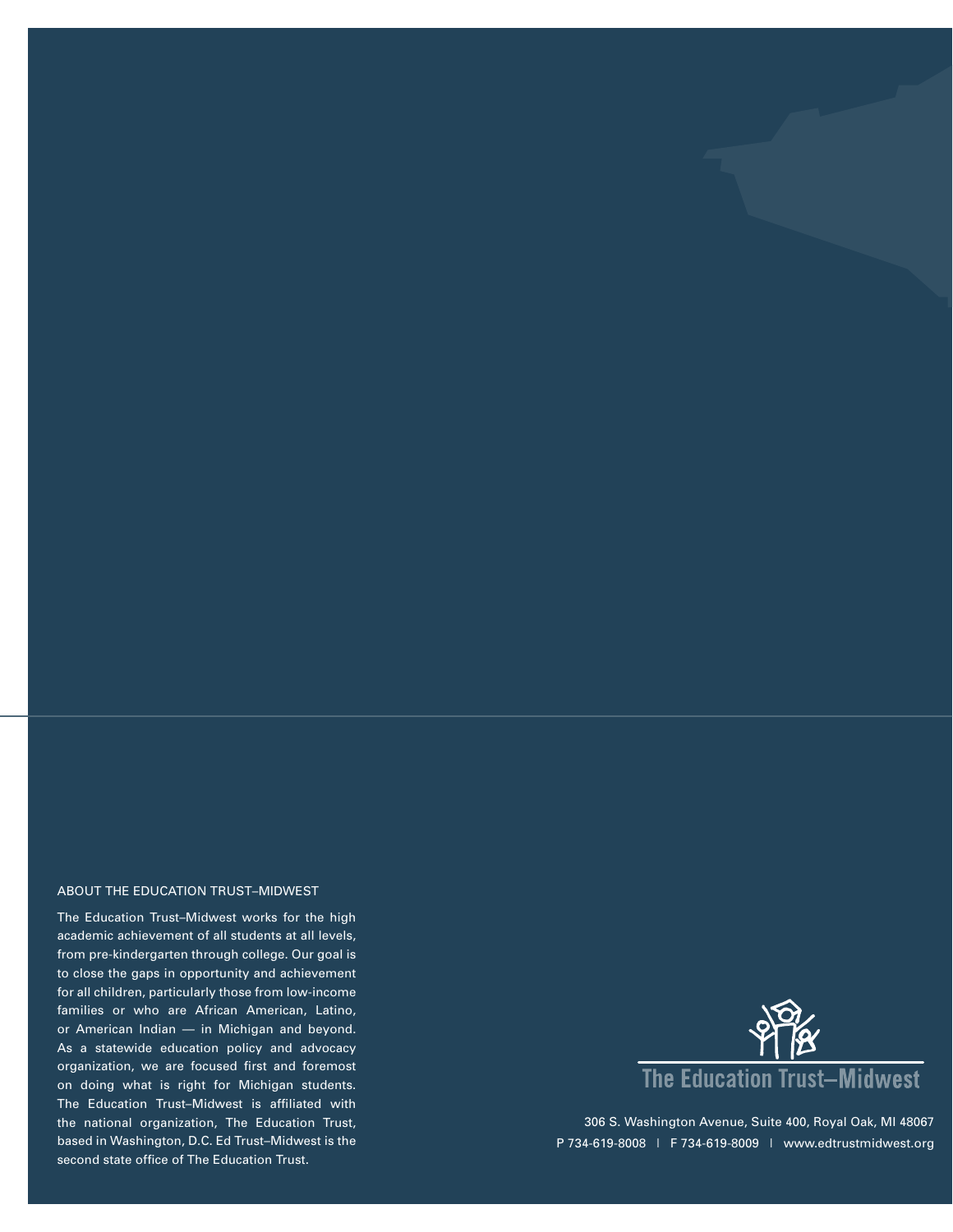## ABOUT THE EDUCATION TRUST–MIDWEST

The Education Trust–Midwest works for the high academic achievement of all students at all levels, from pre-kindergarten through college. Our goal is to close the gaps in opportunity and achievement for all children, particularly those from low-income families or who are African American, Latino, or American Indian — in Michigan and beyond. As a statewide education policy and advocacy organization, we are focused first and foremost on doing what is right for Michigan students. The Education Trust–Midwest is affiliated with the national organization, The Education Trust, based in Washington, D.C. Ed Trust–Midwest is the second state office of The Education Trust.

The Education Trust–Midwest

306 S. Washington Avenue, Suite 400, Royal Oak, MI 48067
P 734-619-8008 | F 734-619-8009 | www.edtrustmidwest.org